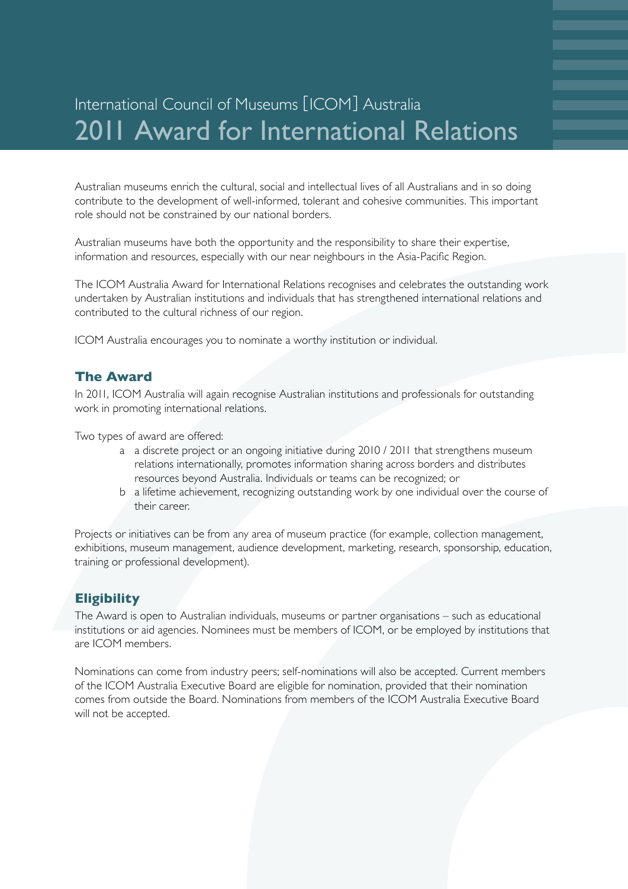# International Council of Museums [ICOM] Australia
# 2011 Award for International Relations

Australian museums enrich the cultural, social and intellectual lives of all Australians and in so doing contribute to the development of well-informed, tolerant and cohesive communities. This important role should not be constrained by our national borders.

Australian museums have both the opportunity and the responsibility to share their expertise, information and resources, especially with our near neighbours in the Asia-Pacific Region.

The ICOM Australia Award for International Relations recognises and celebrates the outstanding work undertaken by Australian institutions and individuals that has strengthened international relations and contributed to the cultural richness of our region.

ICOM Australia encourages you to nominate a worthy institution or individual.

## The Award

In 2011, ICOM Australia will again recognise Australian institutions and professionals for outstanding work in promoting international relations.

Two types of award are offered:

a. a discrete project or an ongoing initiative during 2010 / 2011 that strengthens museum relations internationally, promotes information sharing across borders and distributes resources beyond Australia. Individuals or teams can be recognized; or
b. a lifetime achievement, recognizing outstanding work by one individual over the course of their career.

Projects or initiatives can be from any area of museum practice (for example, collection management, exhibitions, museum management, audience development, marketing, research, sponsorship, education, training or professional development).

## Eligibility

The Award is open to Australian individuals, museums or partner organisations – such as educational institutions or aid agencies. Nominees must be members of ICOM, or be employed by institutions that are ICOM members.

Nominations can come from industry peers; self-nominations will also be accepted. Current members of the ICOM Australia Executive Board are eligible for nomination, provided that their nomination comes from outside the Board. Nominations from members of the ICOM Australia Executive Board will not be accepted.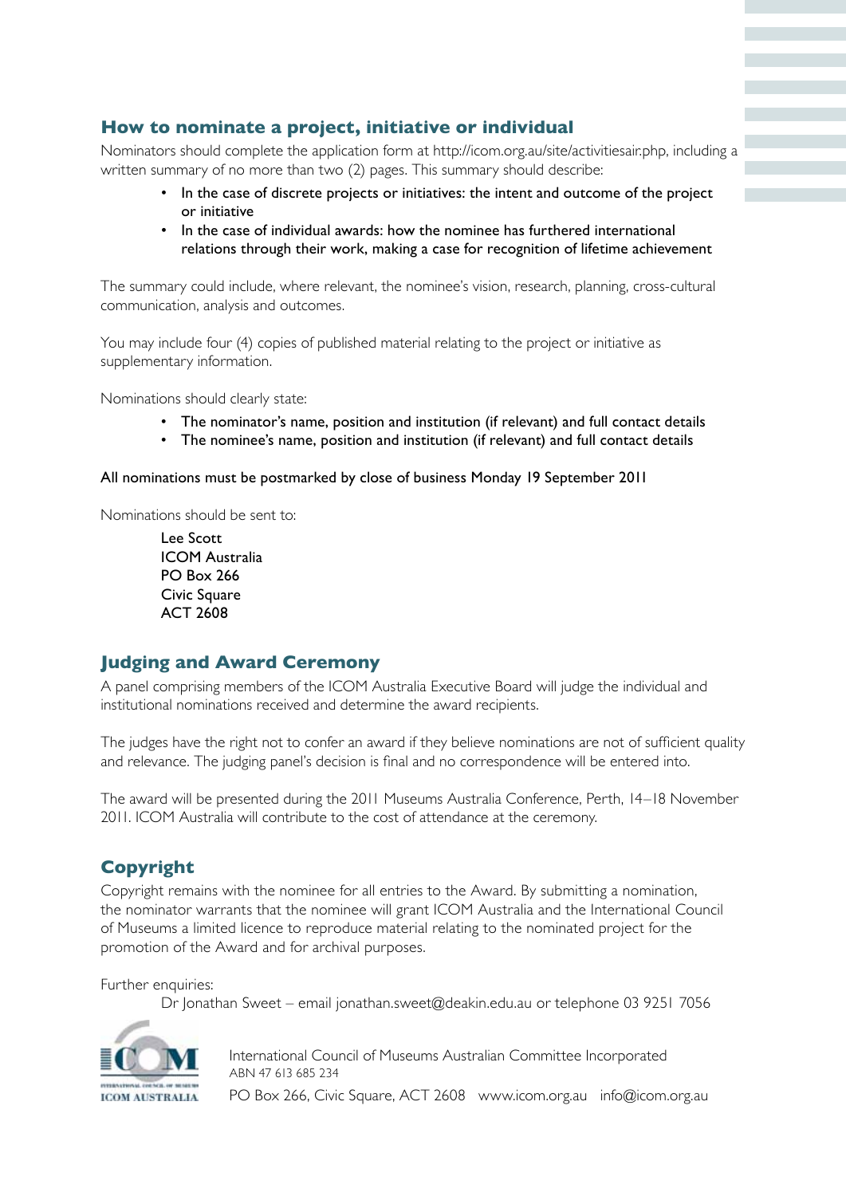## How to nominate a project, initiative or individual

Nominators should complete the application form at http://icom.org.au/site/activitiesair.php, including a written summary of no more than two (2) pages. This summary should describe:

- In the case of discrete projects or initiatives: the intent and outcome of the project or initiative
- In the case of individual awards: how the nominee has furthered international relations through their work, making a case for recognition of lifetime achievement

The summary could include, where relevant, the nominee's vision, research, planning, cross-cultural communication, analysis and outcomes.

You may include four (4) copies of published material relating to the project or initiative as supplementary information.

Nominations should clearly state:

- The nominator's name, position and institution (if relevant) and full contact details
- The nominee's name, position and institution (if relevant) and full contact details

All nominations must be postmarked by close of business Monday 19 September 2011

Nominations should be sent to:

Lee Scott
ICOM Australia
PO Box 266
Civic Square
ACT 2608

## Judging and Award Ceremony

A panel comprising members of the ICOM Australia Executive Board will judge the individual and institutional nominations received and determine the award recipients.

The judges have the right not to confer an award if they believe nominations are not of sufficient quality and relevance. The judging panel's decision is final and no correspondence will be entered into.

The award will be presented during the 2011 Museums Australia Conference, Perth, 14–18 November 2011. ICOM Australia will contribute to the cost of attendance at the ceremony.

## Copyright

Copyright remains with the nominee for all entries to the Award. By submitting a nomination, the nominator warrants that the nominee will grant ICOM Australia and the International Council of Museums a limited licence to reproduce material relating to the nominated project for the promotion of the Award and for archival purposes.

Further enquiries:

Dr Jonathan Sweet – email jonathan.sweet@deakin.edu.au or telephone 03 9251 7056

ICOM AUSTRALIA

International Council of Museums Australian Committee Incorporated
ABN 47 613 685 234

PO Box 266, Civic Square, ACT 2608 www.icom.org.au info@icom.org.au